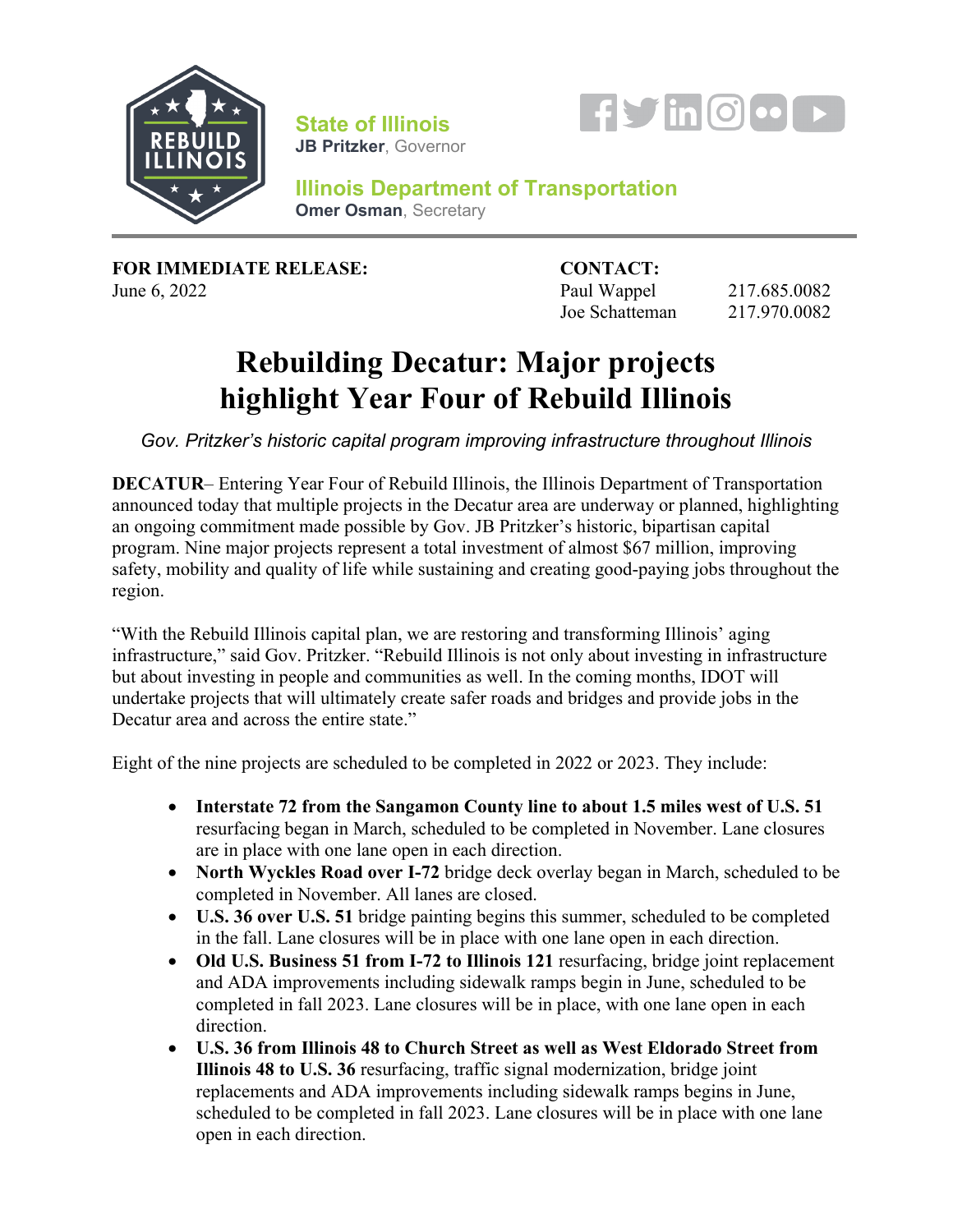**State of Illinois**
**JB Pritzker**, Governor

**Illinois Department of Transportation**
**Omer Osman**, Secretary

**FOR IMMEDIATE RELEASE:**
June 6, 2022

**CONTACT:**
Paul Wappel 217.685.0082
Joe Schatteman 217.970.0082

# Rebuilding Decatur: Major projects highlight Year Four of Rebuild Illinois

*Gov. Pritzker's historic capital program improving infrastructure throughout Illinois*

**DECATUR**– Entering Year Four of Rebuild Illinois, the Illinois Department of Transportation announced today that multiple projects in the Decatur area are underway or planned, highlighting an ongoing commitment made possible by Gov. JB Pritzker's historic, bipartisan capital program. Nine major projects represent a total investment of almost $67 million, improving safety, mobility and quality of life while sustaining and creating good-paying jobs throughout the region.

"With the Rebuild Illinois capital plan, we are restoring and transforming Illinois' aging infrastructure," said Gov. Pritzker. "Rebuild Illinois is not only about investing in infrastructure but about investing in people and communities as well. In the coming months, IDOT will undertake projects that will ultimately create safer roads and bridges and provide jobs in the Decatur area and across the entire state."

Eight of the nine projects are scheduled to be completed in 2022 or 2023. They include:

- **Interstate 72 from the Sangamon County line to about 1.5 miles west of U.S. 51** resurfacing began in March, scheduled to be completed in November. Lane closures are in place with one lane open in each direction.
- **North Wyckles Road over I-72** bridge deck overlay began in March, scheduled to be completed in November. All lanes are closed.
- **U.S. 36 over U.S. 51** bridge painting begins this summer, scheduled to be completed in the fall. Lane closures will be in place with one lane open in each direction.
- **Old U.S. Business 51 from I-72 to Illinois 121** resurfacing, bridge joint replacement and ADA improvements including sidewalk ramps begin in June, scheduled to be completed in fall 2023. Lane closures will be in place, with one lane open in each direction.
- **U.S. 36 from Illinois 48 to Church Street as well as West Eldorado Street from Illinois 48 to U.S. 36** resurfacing, traffic signal modernization, bridge joint replacements and ADA improvements including sidewalk ramps begins in June, scheduled to be completed in fall 2023. Lane closures will be in place with one lane open in each direction.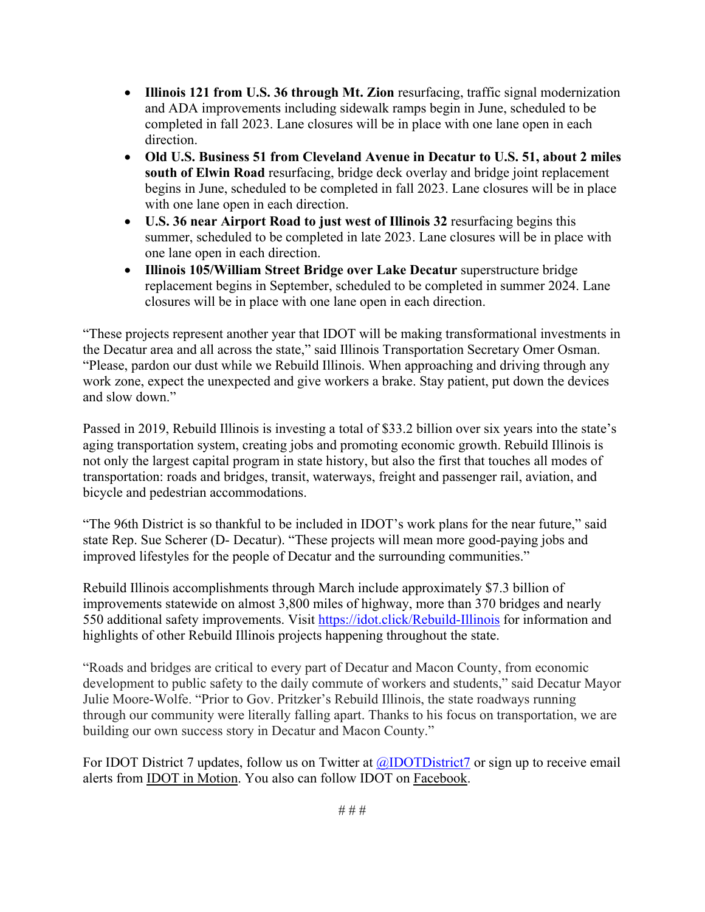- **Illinois 121 from U.S. 36 through Mt. Zion** resurfacing, traffic signal modernization and ADA improvements including sidewalk ramps begin in June, scheduled to be completed in fall 2023. Lane closures will be in place with one lane open in each direction.
- **Old U.S. Business 51 from Cleveland Avenue in Decatur to U.S. 51, about 2 miles south of Elwin Road** resurfacing, bridge deck overlay and bridge joint replacement begins in June, scheduled to be completed in fall 2023. Lane closures will be in place with one lane open in each direction.
- **U.S. 36 near Airport Road to just west of Illinois 32** resurfacing begins this summer, scheduled to be completed in late 2023. Lane closures will be in place with one lane open in each direction.
- **Illinois 105/William Street Bridge over Lake Decatur** superstructure bridge replacement begins in September, scheduled to be completed in summer 2024. Lane closures will be in place with one lane open in each direction.

"These projects represent another year that IDOT will be making transformational investments in the Decatur area and all across the state," said Illinois Transportation Secretary Omer Osman. "Please, pardon our dust while we Rebuild Illinois. When approaching and driving through any work zone, expect the unexpected and give workers a brake. Stay patient, put down the devices and slow down."

Passed in 2019, Rebuild Illinois is investing a total of $33.2 billion over six years into the state's aging transportation system, creating jobs and promoting economic growth. Rebuild Illinois is not only the largest capital program in state history, but also the first that touches all modes of transportation: roads and bridges, transit, waterways, freight and passenger rail, aviation, and bicycle and pedestrian accommodations.

"The 96th District is so thankful to be included in IDOT's work plans for the near future," said state Rep. Sue Scherer (D- Decatur). "These projects will mean more good-paying jobs and improved lifestyles for the people of Decatur and the surrounding communities."

Rebuild Illinois accomplishments through March include approximately $7.3 billion of improvements statewide on almost 3,800 miles of highway, more than 370 bridges and nearly 550 additional safety improvements. Visit https://idot.click/Rebuild-Illinois for information and highlights of other Rebuild Illinois projects happening throughout the state.

"Roads and bridges are critical to every part of Decatur and Macon County, from economic development to public safety to the daily commute of workers and students," said Decatur Mayor Julie Moore-Wolfe. "Prior to Gov. Pritzker's Rebuild Illinois, the state roadways running through our community were literally falling apart. Thanks to his focus on transportation, we are building our own success story in Decatur and Macon County."

For IDOT District 7 updates, follow us on Twitter at @IDOTDistrict7 or sign up to receive email alerts from IDOT in Motion. You also can follow IDOT on Facebook.

# # #